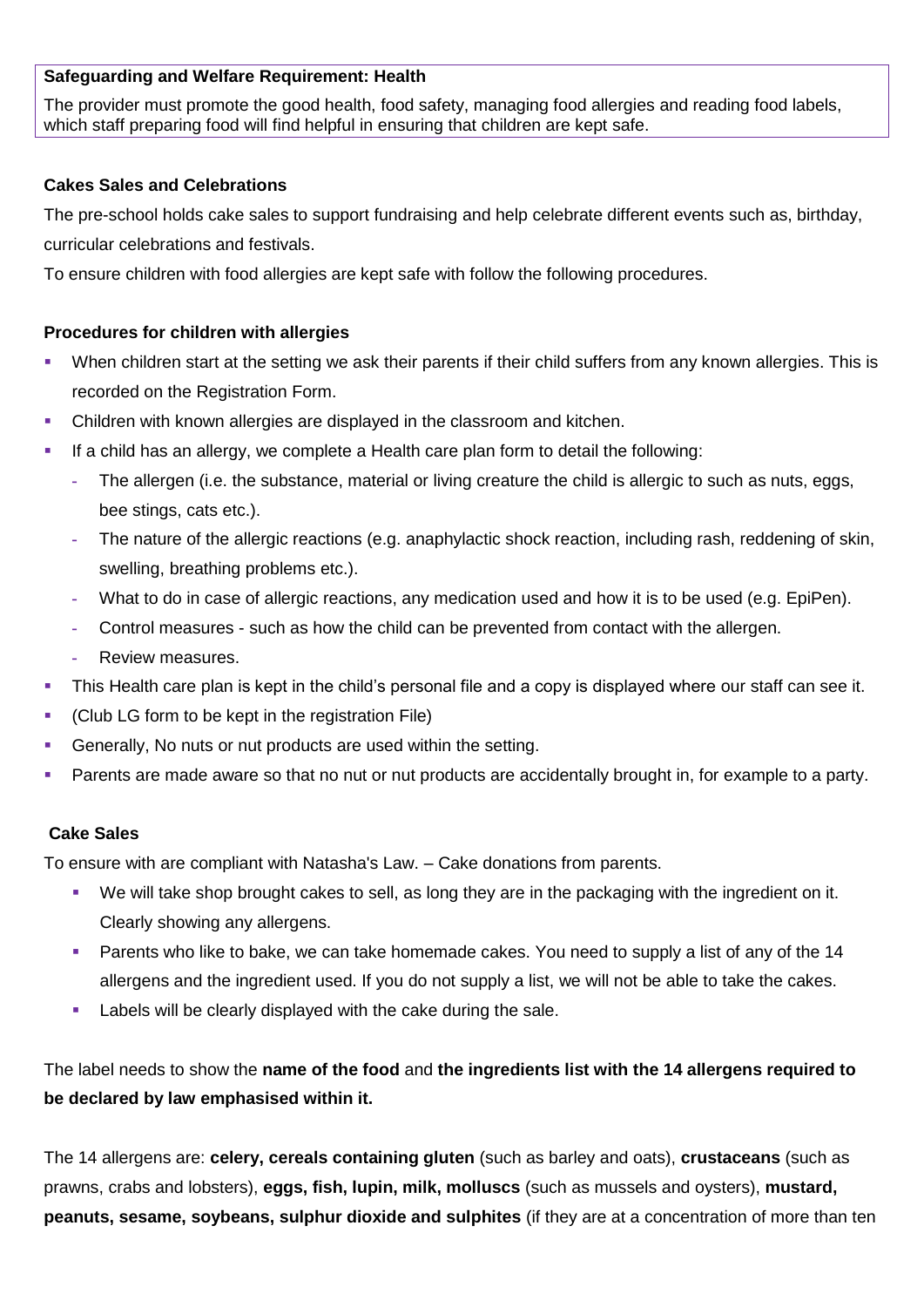**Safeguarding and Welfare Requirement: Health**

The provider must promote the good health, food safety, managing food allergies and reading food labels, which staff preparing food will find helpful in ensuring that children are kept safe.

**Cakes Sales and Celebrations**

The pre-school holds cake sales to support fundraising and help celebrate different events such as, birthday, curricular celebrations and festivals.

To ensure children with food allergies are kept safe with follow the following procedures.

**Procedures for children with allergies**

- When children start at the setting we ask their parents if their child suffers from any known allergies. This is recorded on the Registration Form.
- Children with known allergies are displayed in the classroom and kitchen.
- If a child has an allergy, we complete a Health care plan form to detail the following:
  - The allergen (i.e. the substance, material or living creature the child is allergic to such as nuts, eggs, bee stings, cats etc.).
  - The nature of the allergic reactions (e.g. anaphylactic shock reaction, including rash, reddening of skin, swelling, breathing problems etc.).
  - What to do in case of allergic reactions, any medication used and how it is to be used (e.g. EpiPen).
  - Control measures - such as how the child can be prevented from contact with the allergen.
  - Review measures.
- This Health care plan is kept in the child's personal file and a copy is displayed where our staff can see it.
- (Club LG form to be kept in the registration File)
- Generally, No nuts or nut products are used within the setting.
- Parents are made aware so that no nut or nut products are accidentally brought in, for example to a party.

**Cake Sales**

To ensure with are compliant with Natasha's Law. – Cake donations from parents.

- We will take shop brought cakes to sell, as long they are in the packaging with the ingredient on it. Clearly showing any allergens.
- Parents who like to bake, we can take homemade cakes. You need to supply a list of any of the 14 allergens and the ingredient used. If you do not supply a list, we will not be able to take the cakes.
- Labels will be clearly displayed with the cake during the sale.

The label needs to show the **name of the food** and **the ingredients list with the 14 allergens required to be declared by law emphasised within it.**

The 14 allergens are: **celery, cereals containing gluten** (such as barley and oats), **crustaceans** (such as prawns, crabs and lobsters), **eggs, fish, lupin, milk, molluscs** (such as mussels and oysters), **mustard, peanuts, sesame, soybeans, sulphur dioxide and sulphites** (if they are at a concentration of more than ten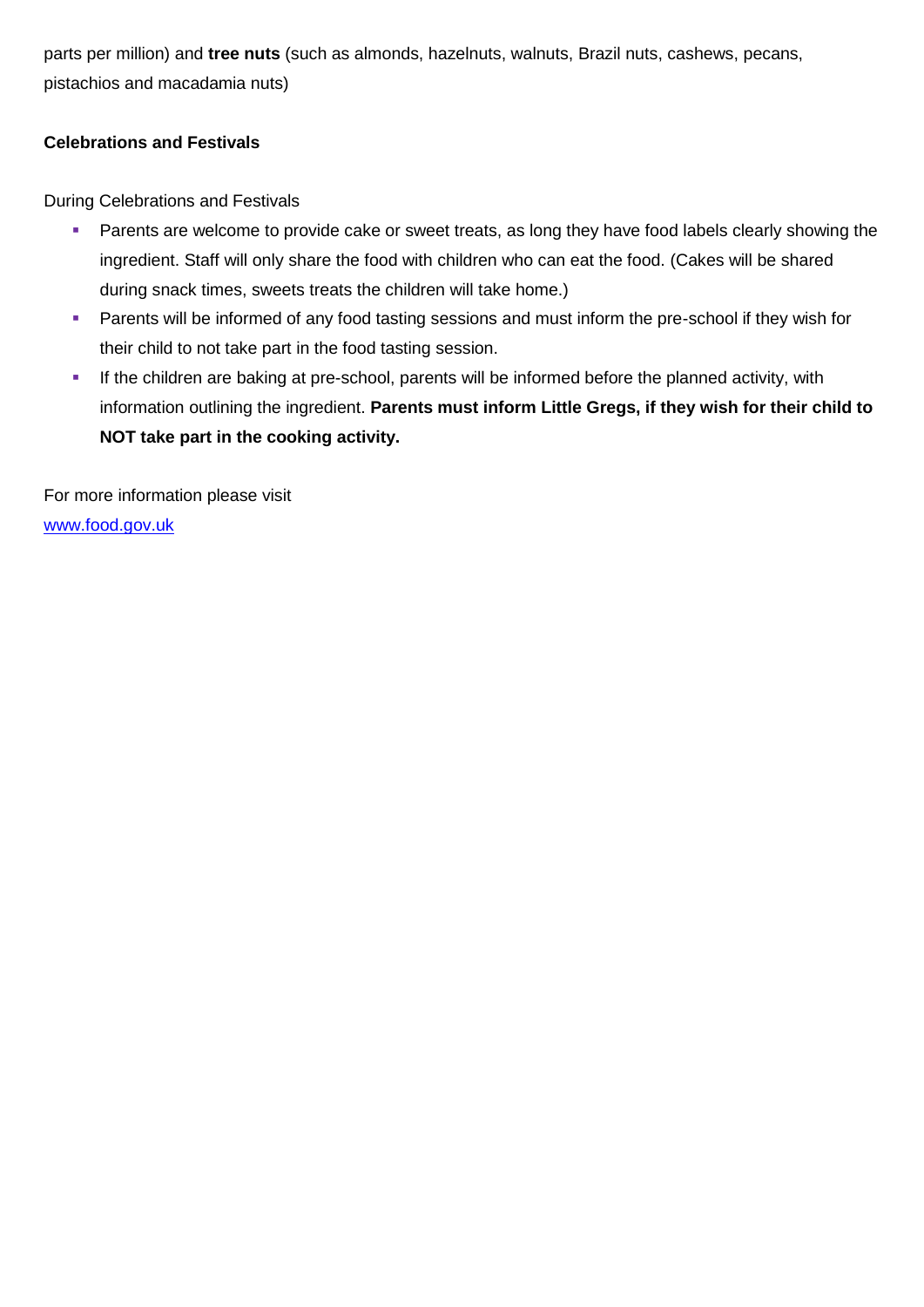parts per million) and **tree nuts** (such as almonds, hazelnuts, walnuts, Brazil nuts, cashews, pecans, pistachios and macadamia nuts)

**Celebrations and Festivals**

During Celebrations and Festivals

- Parents are welcome to provide cake or sweet treats, as long they have food labels clearly showing the ingredient. Staff will only share the food with children who can eat the food. (Cakes will be shared during snack times, sweets treats the children will take home.)
- Parents will be informed of any food tasting sessions and must inform the pre-school if they wish for their child to not take part in the food tasting session.
- If the children are baking at pre-school, parents will be informed before the planned activity, with information outlining the ingredient. **Parents must inform Little Gregs, if they wish for their child to NOT take part in the cooking activity.**

For more information please visit
[www.food.gov.uk](http://www.food.gov.uk)